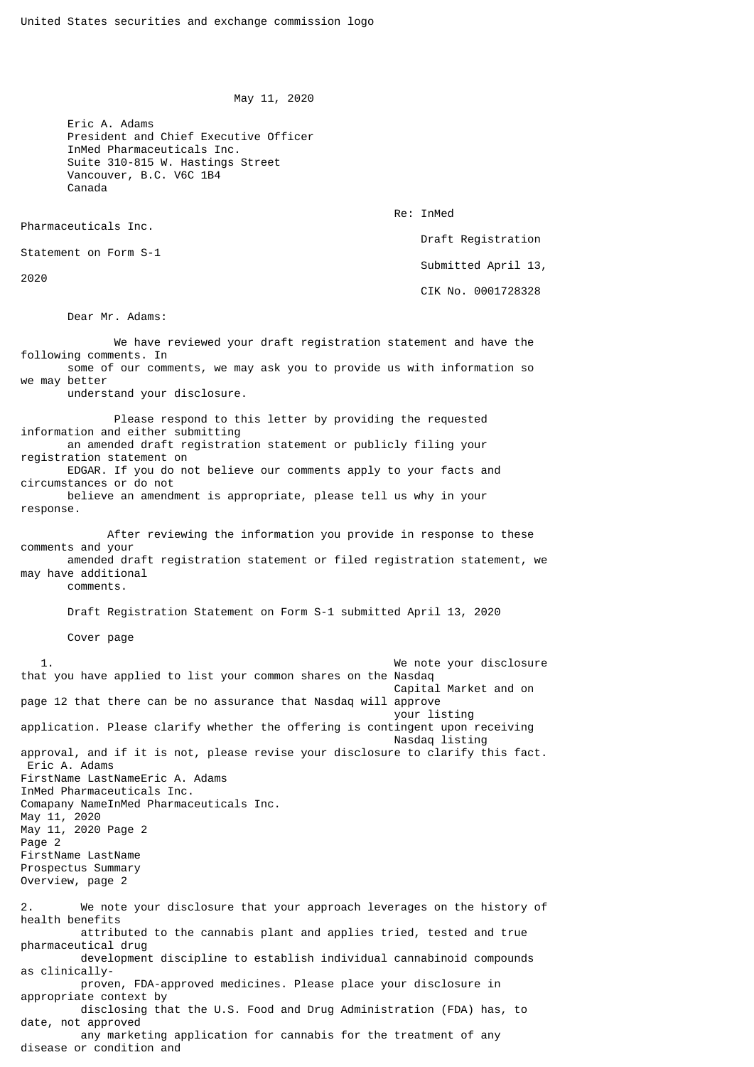United States securities and exchange commission logo

May 11, 2020

Eric A. Adams
President and Chief Executive Officer
InMed Pharmaceuticals Inc.
Suite 310-815 W. Hastings Street
Vancouver, B.C. V6C 1B4
Canada

Re: InMed Pharmaceuticals Inc.
Draft Registration Statement on Form S-1
Submitted April 13, 2020
CIK No. 0001728328

Dear Mr. Adams:

We have reviewed your draft registration statement and have the following comments. In some of our comments, we may ask you to provide us with information so we may better understand your disclosure.

Please respond to this letter by providing the requested information and either submitting an amended draft registration statement or publicly filing your registration statement on EDGAR. If you do not believe our comments apply to your facts and circumstances or do not believe an amendment is appropriate, please tell us why in your response.

After reviewing the information you provide in response to these comments and your amended draft registration statement or filed registration statement, we may have additional comments.

Draft Registration Statement on Form S-1 submitted April 13, 2020

Cover page

1. We note your disclosure that you have applied to list your common shares on the Nasdaq Capital Market and on page 12 that there can be no assurance that Nasdaq will approve your listing application. Please clarify whether the offering is contingent upon receiving Nasdaq listing approval, and if it is not, please revise your disclosure to clarify this fact.

Prospectus Summary
Overview, page 2

2. We note your disclosure that your approach leverages on the history of health benefits attributed to the cannabis plant and applies tried, tested and true pharmaceutical drug development discipline to establish individual cannabinoid compounds as clinically-proven, FDA-approved medicines. Please place your disclosure in appropriate context by disclosing that the U.S. Food and Drug Administration (FDA) has, to date, not approved any marketing application for cannabis for the treatment of any disease or condition and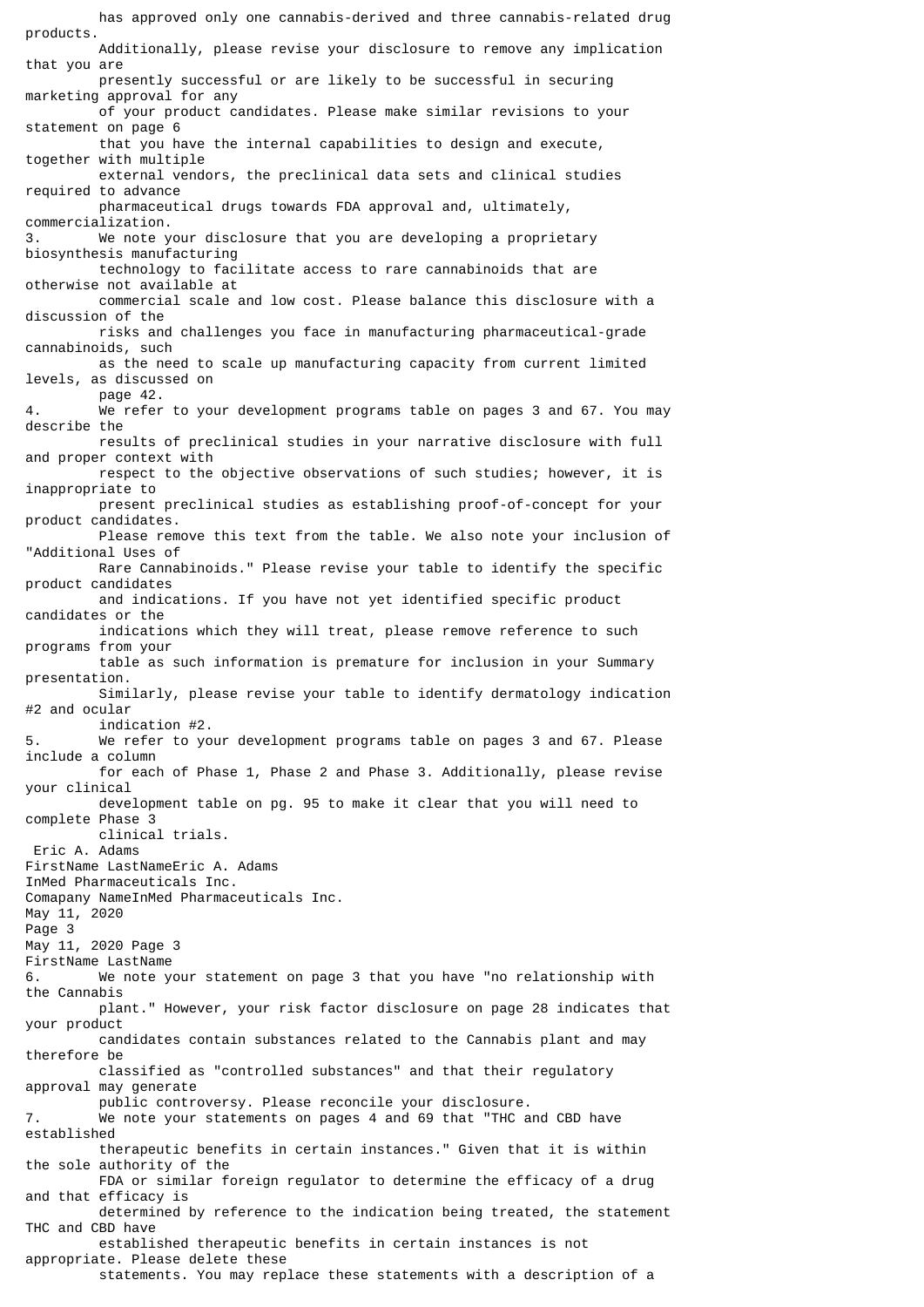has approved only one cannabis-derived and three cannabis-related drug products. Additionally, please revise your disclosure to remove any implication that you are presently successful or are likely to be successful in securing marketing approval for any of your product candidates. Please make similar revisions to your statement on page 6 that you have the internal capabilities to design and execute, together with multiple external vendors, the preclinical data sets and clinical studies required to advance pharmaceutical drugs towards FDA approval and, ultimately, commercialization.

3. We note your disclosure that you are developing a proprietary biosynthesis manufacturing technology to facilitate access to rare cannabinoids that are otherwise not available at commercial scale and low cost. Please balance this disclosure with a discussion of the risks and challenges you face in manufacturing pharmaceutical-grade cannabinoids, such as the need to scale up manufacturing capacity from current limited levels, as discussed on page 42.

4. We refer to your development programs table on pages 3 and 67. You may describe the results of preclinical studies in your narrative disclosure with full and proper context with respect to the objective observations of such studies; however, it is inappropriate to present preclinical studies as establishing proof-of-concept for your product candidates. Please remove this text from the table. We also note your inclusion of "Additional Uses of Rare Cannabinoids." Please revise your table to identify the specific product candidates and indications. If you have not yet identified specific product candidates or the indications which they will treat, please remove reference to such programs from your table as such information is premature for inclusion in your Summary presentation. Similarly, please revise your table to identify dermatology indication #2 and ocular indication #2.

5. We refer to your development programs table on pages 3 and 67. Please include a column for each of Phase 1, Phase 2 and Phase 3. Additionally, please revise your clinical development table on pg. 95 to make it clear that you will need to complete Phase 3 clinical trials.

6. We note your statement on page 3 that you have "no relationship with the Cannabis plant." However, your risk factor disclosure on page 28 indicates that your product candidates contain substances related to the Cannabis plant and may therefore be classified as "controlled substances" and that their regulatory approval may generate public controversy. Please reconcile your disclosure.

7. We note your statements on pages 4 and 69 that "THC and CBD have established therapeutic benefits in certain instances." Given that it is within the sole authority of the FDA or similar foreign regulator to determine the efficacy of a drug and that efficacy is determined by reference to the indication being treated, the statement THC and CBD have established therapeutic benefits in certain instances is not appropriate. Please delete these statements. You may replace these statements with a description of a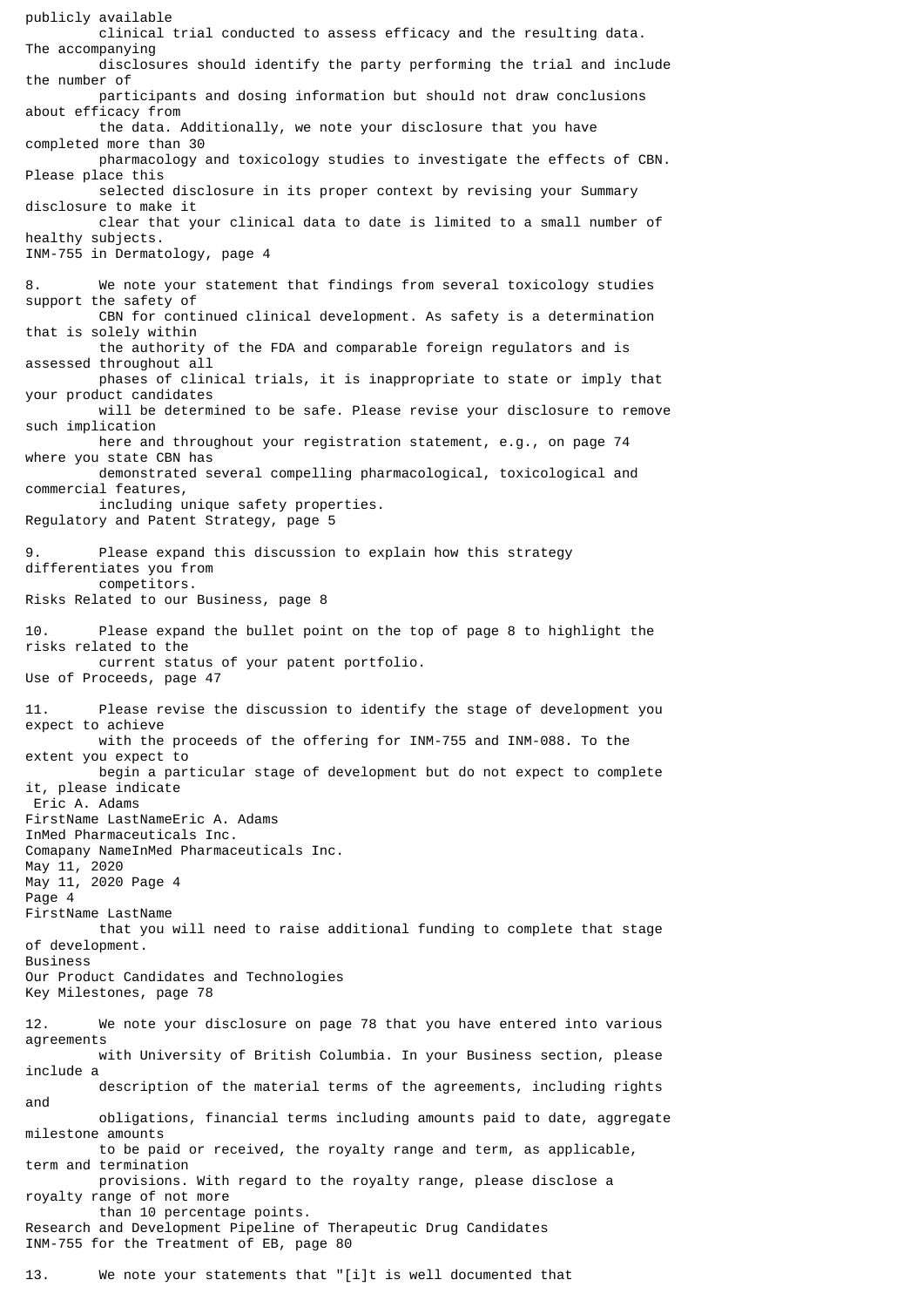publicly available clinical trial conducted to assess efficacy and the resulting data. The accompanying disclosures should identify the party performing the trial and include the number of participants and dosing information but should not draw conclusions about efficacy from the data. Additionally, we note your disclosure that you have completed more than 30 pharmacology and toxicology studies to investigate the effects of CBN. Please place this selected disclosure in its proper context by revising your Summary disclosure to make it clear that your clinical data to date is limited to a small number of healthy subjects.

INM-755 in Dermatology, page 4

8. We note your statement that findings from several toxicology studies support the safety of CBN for continued clinical development. As safety is a determination that is solely within the authority of the FDA and comparable foreign regulators and is assessed throughout all phases of clinical trials, it is inappropriate to state or imply that your product candidates will be determined to be safe. Please revise your disclosure to remove such implication here and throughout your registration statement, e.g., on page 74 where you state CBN has demonstrated several compelling pharmacological, toxicological and commercial features, including unique safety properties.

Regulatory and Patent Strategy, page 5

9. Please expand this discussion to explain how this strategy differentiates you from competitors.

Risks Related to our Business, page 8

10. Please expand the bullet point on the top of page 8 to highlight the risks related to the current status of your patent portfolio.

Use of Proceeds, page 47

11. Please revise the discussion to identify the stage of development you expect to achieve with the proceeds of the offering for INM-755 and INM-088. To the extent you expect to begin a particular stage of development but do not expect to complete it, please indicate that you will need to raise additional funding to complete that stage of development.

Business

Our Product Candidates and Technologies

Key Milestones, page 78

12. We note your disclosure on page 78 that you have entered into various agreements with University of British Columbia. In your Business section, please include a description of the material terms of the agreements, including rights and obligations, financial terms including amounts paid to date, aggregate milestone amounts to be paid or received, the royalty range and term, as applicable, term and termination provisions. With regard to the royalty range, please disclose a royalty range of not more than 10 percentage points.

Research and Development Pipeline of Therapeutic Drug Candidates

INM-755 for the Treatment of EB, page 80

13. We note your statements that "[i]t is well documented that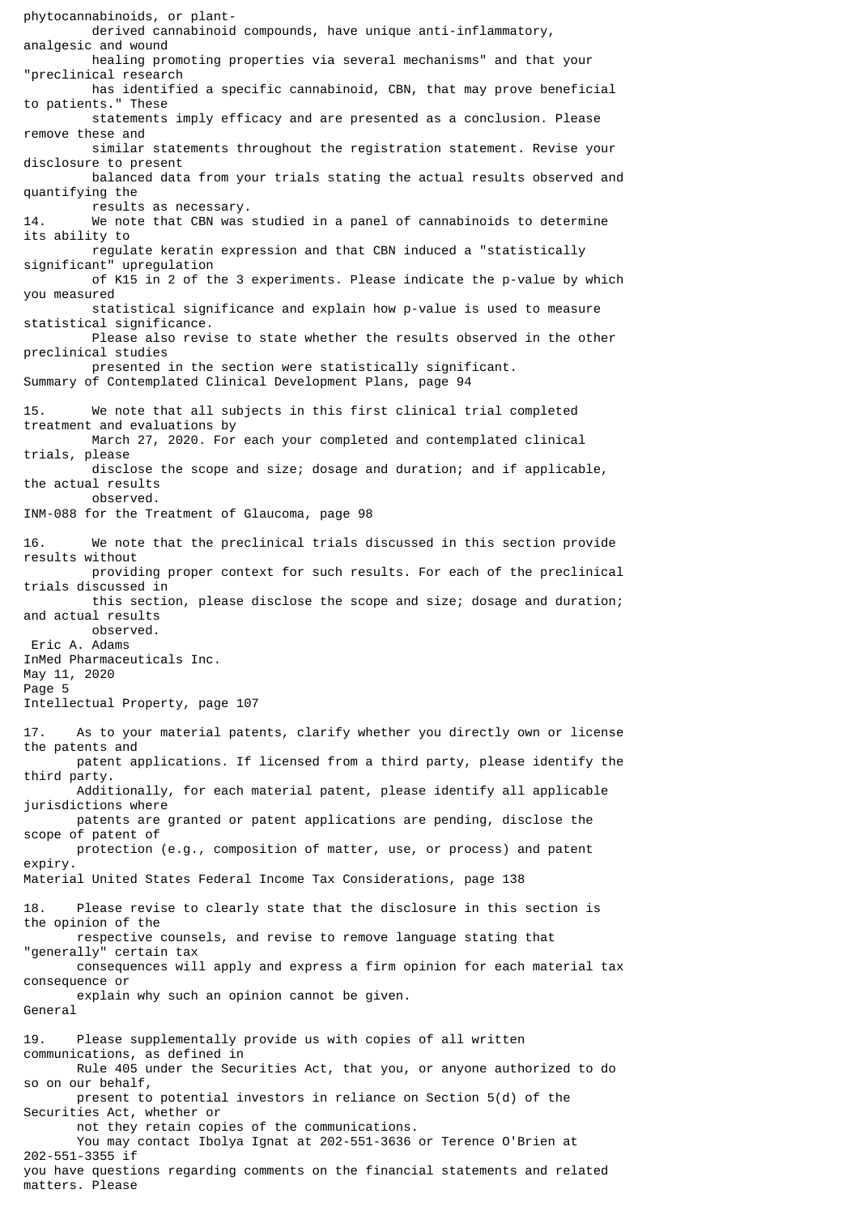phytocannabinoids, or plant-derived cannabinoid compounds, have unique anti-inflammatory, analgesic and wound healing promoting properties via several mechanisms" and that your "preclinical research has identified a specific cannabinoid, CBN, that may prove beneficial to patients." These statements imply efficacy and are presented as a conclusion. Please remove these and similar statements throughout the registration statement. Revise your disclosure to present balanced data from your trials stating the actual results observed and quantifying the results as necessary.

14. We note that CBN was studied in a panel of cannabinoids to determine its ability to regulate keratin expression and that CBN induced a "statistically significant" upregulation of K15 in 2 of the 3 experiments. Please indicate the p-value by which you measured statistical significance and explain how p-value is used to measure statistical significance. Please also revise to state whether the results observed in the other preclinical studies presented in the section were statistically significant.

Summary of Contemplated Clinical Development Plans, page 94

15. We note that all subjects in this first clinical trial completed treatment and evaluations by March 27, 2020. For each your completed and contemplated clinical trials, please disclose the scope and size; dosage and duration; and if applicable, the actual results observed.

INM-088 for the Treatment of Glaucoma, page 98

16. We note that the preclinical trials discussed in this section provide results without providing proper context for such results. For each of the preclinical trials discussed in this section, please disclose the scope and size; dosage and duration; and actual results observed.

Eric A. Adams
InMed Pharmaceuticals Inc.
May 11, 2020
Page 5

Intellectual Property, page 107

17. As to your material patents, clarify whether you directly own or license the patents and patent applications. If licensed from a third party, please identify the third party. Additionally, for each material patent, please identify all applicable jurisdictions where patents are granted or patent applications are pending, disclose the scope of patent of protection (e.g., composition of matter, use, or process) and patent expiry.

Material United States Federal Income Tax Considerations, page 138

18. Please revise to clearly state that the disclosure in this section is the opinion of the respective counsels, and revise to remove language stating that "generally" certain tax consequences will apply and express a firm opinion for each material tax consequence or explain why such an opinion cannot be given.

General

19. Please supplementally provide us with copies of all written communications, as defined in Rule 405 under the Securities Act, that you, or anyone authorized to do so on our behalf, present to potential investors in reliance on Section 5(d) of the Securities Act, whether or not they retain copies of the communications.

You may contact Ibolya Ignat at 202-551-3636 or Terence O'Brien at 202-551-3355 if you have questions regarding comments on the financial statements and related matters. Please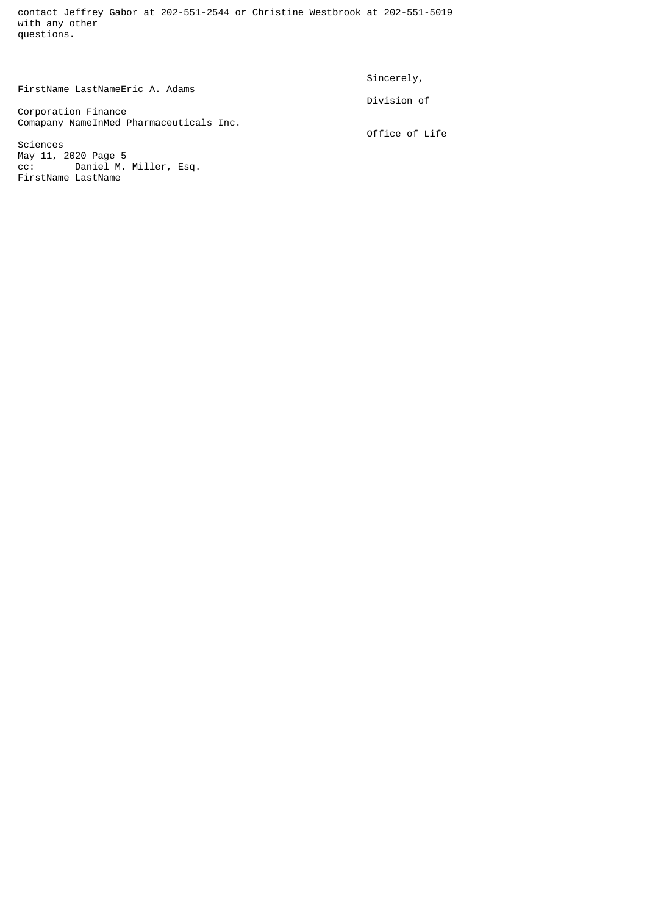contact Jeffrey Gabor at 202-551-2544 or Christine Westbrook at 202-551-5019 with any other questions.

Sincerely,

FirstName LastNameEric A. Adams

Division of

Corporation Finance

Comapany NameInMed Pharmaceuticals Inc.

Office of Life

Sciences

May 11, 2020 Page 5

cc: Daniel M. Miller, Esq.

FirstName LastName